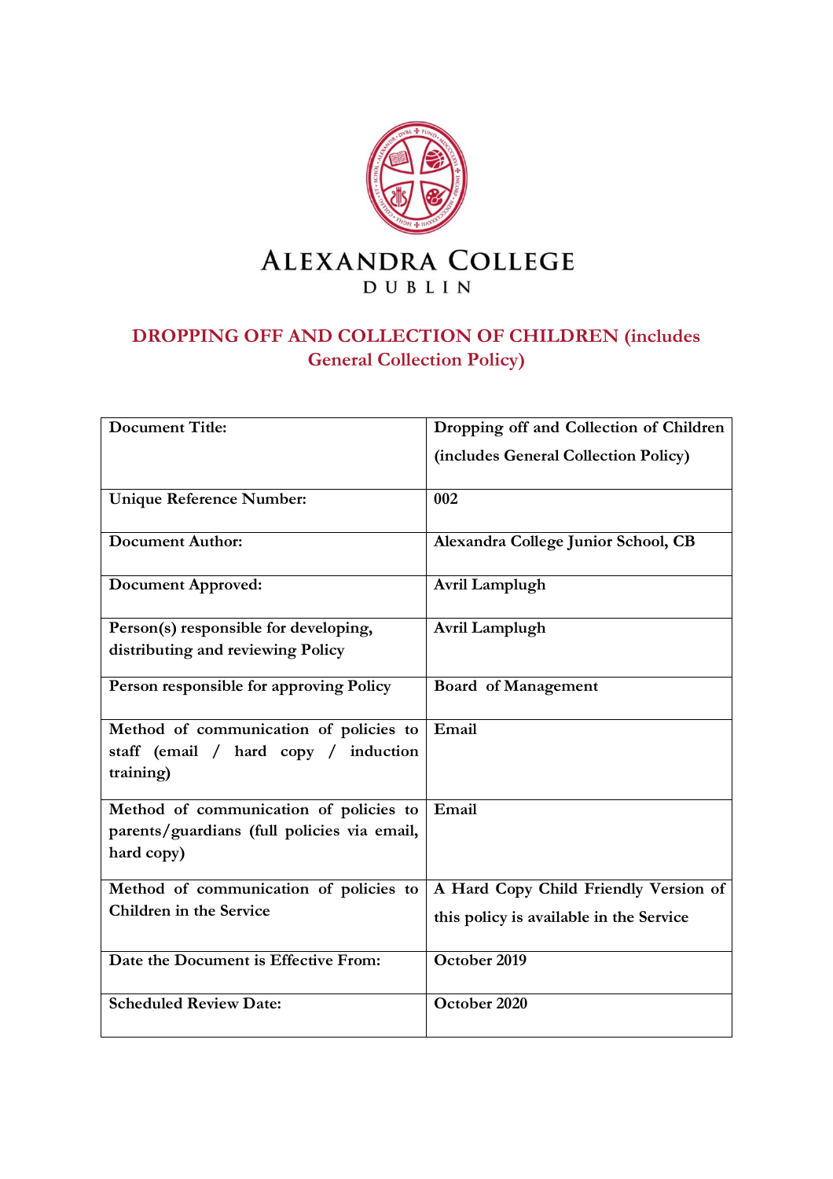# ALEXANDRA COLLEGE

DUBLIN

## DROPPING OFF AND COLLECTION OF CHILDREN (includes General Collection Policy)

| Document Title: | Dropping off and Collection of Children (includes General Collection Policy) |
|---|---|
| Unique Reference Number: | 002 |
| Document Author: | Alexandra College Junior School, CB |
| Document Approved: | Avril Lamplugh |
| Person(s) responsible for developing, distributing and reviewing Policy | Avril Lamplugh |
| Person responsible for approving Policy | Board of Management |
| Method of communication of policies to staff (email / hard copy / induction training) | Email |
| Method of communication of policies to parents/guardians (full policies via email, hard copy) | Email |
| Method of communication of policies to Children in the Service | A Hard Copy Child Friendly Version of this policy is available in the Service |
| Date the Document is Effective From: | October 2019 |
| Scheduled Review Date: | October 2020 |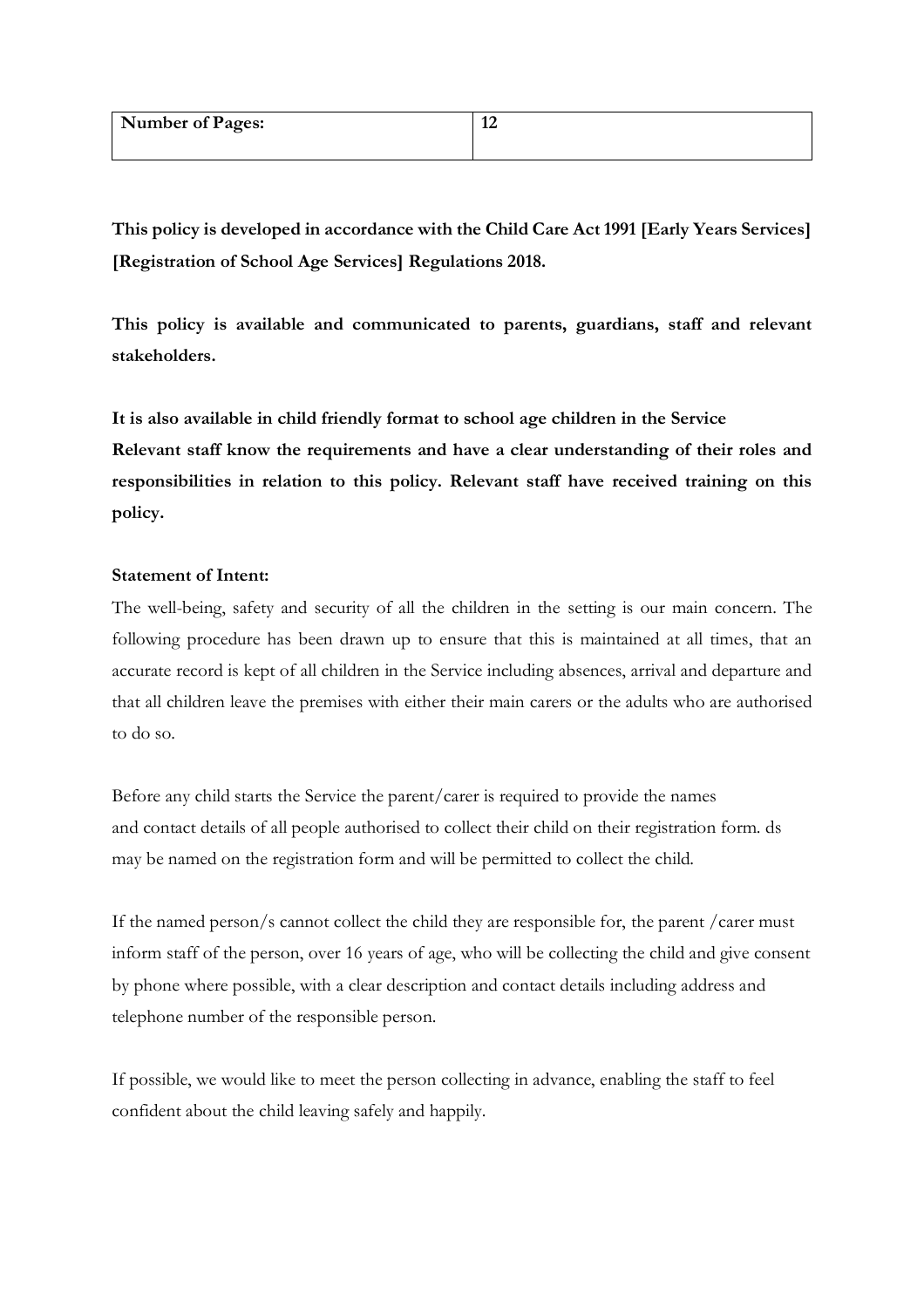| Number of Pages: | 12 |
|---|---|

**This policy is developed in accordance with the Child Care Act 1991 [Early Years Services] [Registration of School Age Services] Regulations 2018.**

**This policy is available and communicated to parents, guardians, staff and relevant stakeholders.**

**It is also available in child friendly format to school age children in the Service**
**Relevant staff know the requirements and have a clear understanding of their roles and responsibilities in relation to this policy. Relevant staff have received training on this policy.**

**Statement of Intent:**
The well-being, safety and security of all the children in the setting is our main concern. The following procedure has been drawn up to ensure that this is maintained at all times, that an accurate record is kept of all children in the Service including absences, arrival and departure and that all children leave the premises with either their main carers or the adults who are authorised to do so.

Before any child starts the Service the parent/carer is required to provide the names and contact details of all people authorised to collect their child on their registration form. ds may be named on the registration form and will be permitted to collect the child.

If the named person/s cannot collect the child they are responsible for, the parent /carer must inform staff of the person, over 16 years of age, who will be collecting the child and give consent by phone where possible, with a clear description and contact details including address and telephone number of the responsible person.

If possible, we would like to meet the person collecting in advance, enabling the staff to feel confident about the child leaving safely and happily.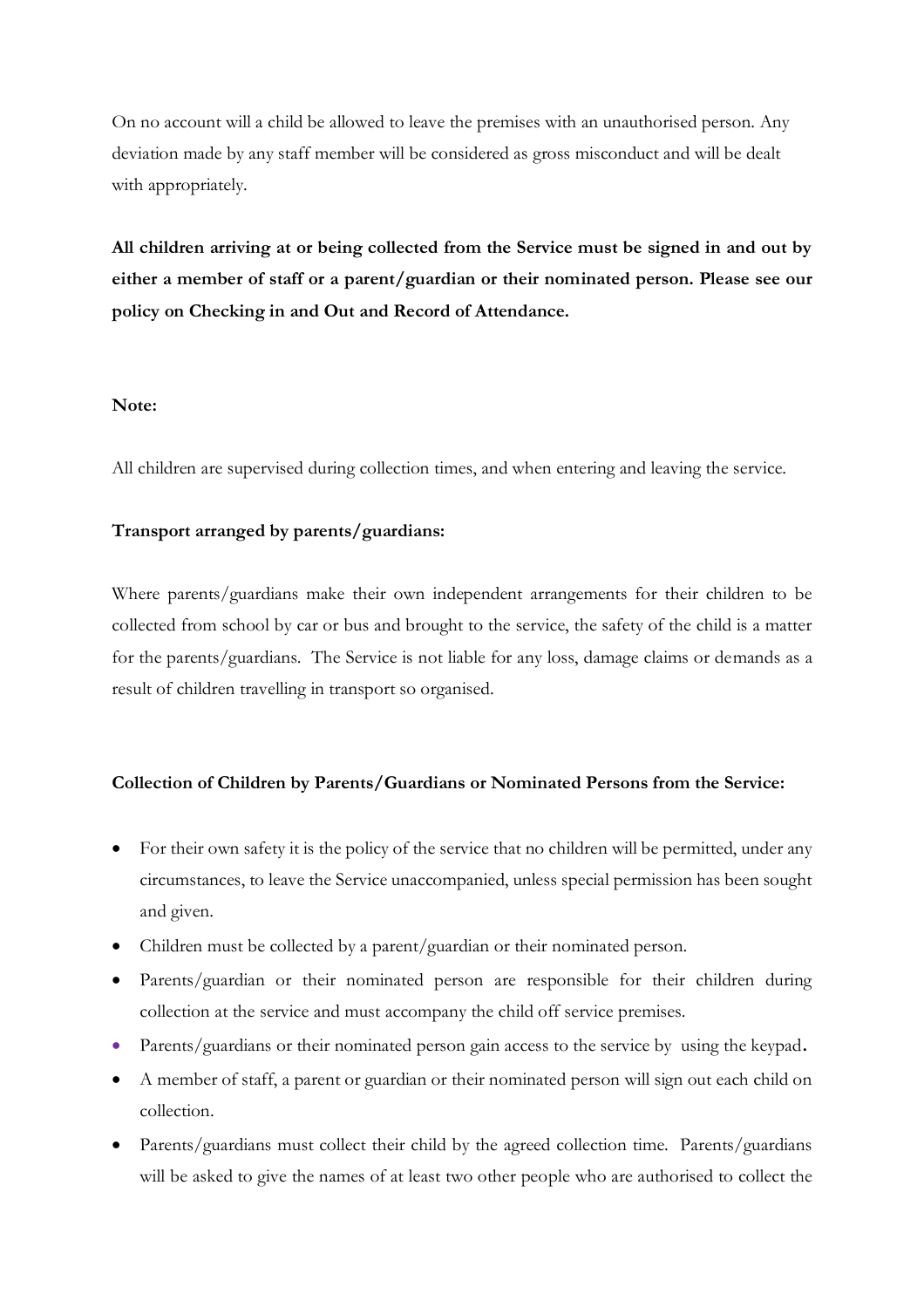On no account will a child be allowed to leave the premises with an unauthorised person. Any deviation made by any staff member will be considered as gross misconduct and will be dealt with appropriately.

**All children arriving at or being collected from the Service must be signed in and out by either a member of staff or a parent/guardian or their nominated person. Please see our policy on Checking in and Out and Record of Attendance.**

**Note:**

All children are supervised during collection times, and when entering and leaving the service.

**Transport arranged by parents/guardians:**

Where parents/guardians make their own independent arrangements for their children to be collected from school by car or bus and brought to the service, the safety of the child is a matter for the parents/guardians. The Service is not liable for any loss, damage claims or demands as a result of children travelling in transport so organised.

**Collection of Children by Parents/Guardians or Nominated Persons from the Service:**

- For their own safety it is the policy of the service that no children will be permitted, under any circumstances, to leave the Service unaccompanied, unless special permission has been sought and given.
- Children must be collected by a parent/guardian or their nominated person.
- Parents/guardian or their nominated person are responsible for their children during collection at the service and must accompany the child off service premises.
- Parents/guardians or their nominated person gain access to the service by using the keypad.
- A member of staff, a parent or guardian or their nominated person will sign out each child on collection.
- Parents/guardians must collect their child by the agreed collection time. Parents/guardians will be asked to give the names of at least two other people who are authorised to collect the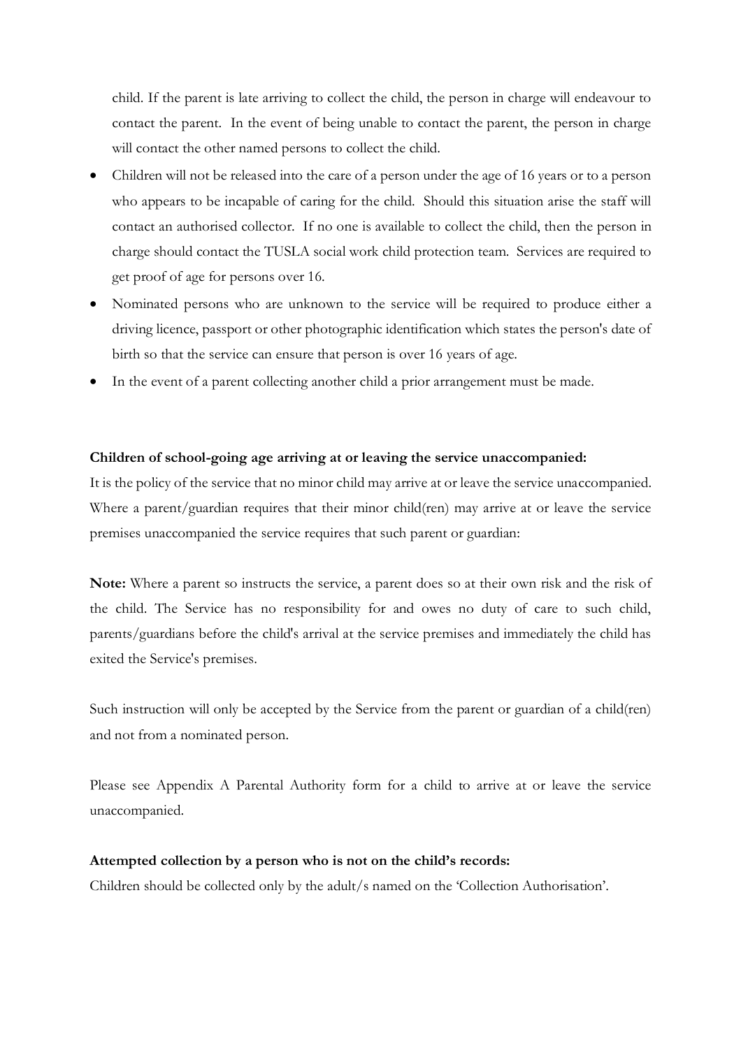child. If the parent is late arriving to collect the child, the person in charge will endeavour to contact the parent. In the event of being unable to contact the parent, the person in charge will contact the other named persons to collect the child.

- Children will not be released into the care of a person under the age of 16 years or to a person who appears to be incapable of caring for the child. Should this situation arise the staff will contact an authorised collector. If no one is available to collect the child, then the person in charge should contact the TUSLA social work child protection team. Services are required to get proof of age for persons over 16.
- Nominated persons who are unknown to the service will be required to produce either a driving licence, passport or other photographic identification which states the person's date of birth so that the service can ensure that person is over 16 years of age.
- In the event of a parent collecting another child a prior arrangement must be made.

**Children of school-going age arriving at or leaving the service unaccompanied:**

It is the policy of the service that no minor child may arrive at or leave the service unaccompanied. Where a parent/guardian requires that their minor child(ren) may arrive at or leave the service premises unaccompanied the service requires that such parent or guardian:

**Note:** Where a parent so instructs the service, a parent does so at their own risk and the risk of the child. The Service has no responsibility for and owes no duty of care to such child, parents/guardians before the child's arrival at the service premises and immediately the child has exited the Service's premises.

Such instruction will only be accepted by the Service from the parent or guardian of a child(ren) and not from a nominated person.

Please see Appendix A Parental Authority form for a child to arrive at or leave the service unaccompanied.

**Attempted collection by a person who is not on the child's records:**

Children should be collected only by the adult/s named on the 'Collection Authorisation'.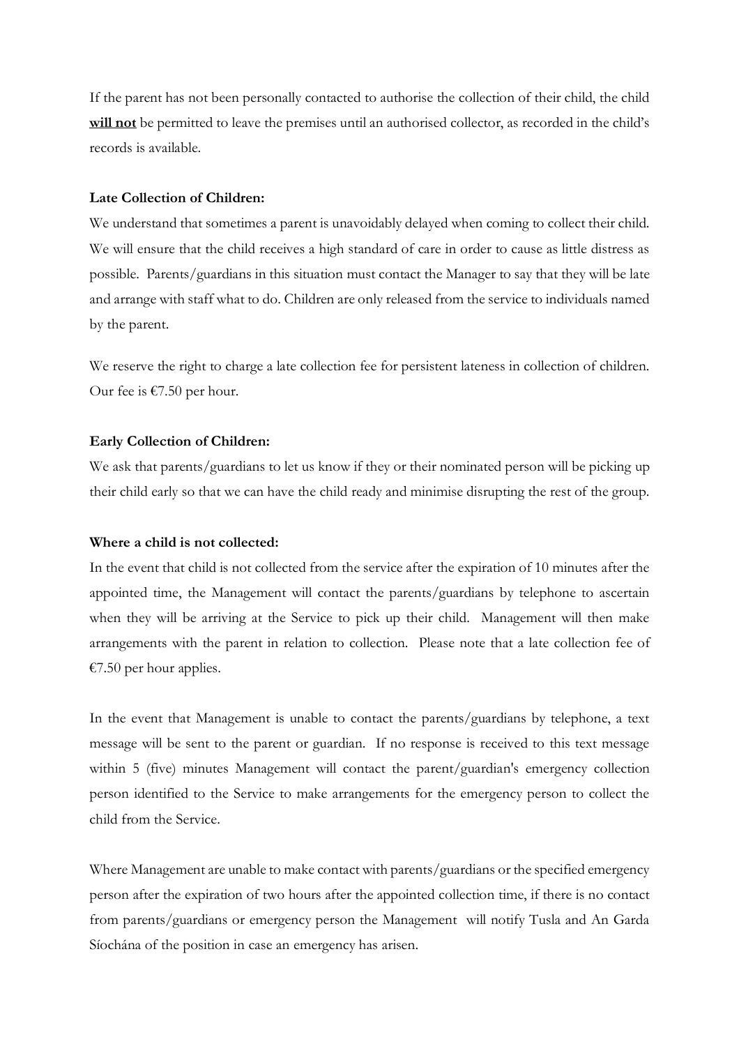If the parent has not been personally contacted to authorise the collection of their child, the child **will not** be permitted to leave the premises until an authorised collector, as recorded in the child's records is available.

**Late Collection of Children:**

We understand that sometimes a parent is unavoidably delayed when coming to collect their child. We will ensure that the child receives a high standard of care in order to cause as little distress as possible. Parents/guardians in this situation must contact the Manager to say that they will be late and arrange with staff what to do. Children are only released from the service to individuals named by the parent.

We reserve the right to charge a late collection fee for persistent lateness in collection of children. Our fee is €7.50 per hour.

**Early Collection of Children:**

We ask that parents/guardians to let us know if they or their nominated person will be picking up their child early so that we can have the child ready and minimise disrupting the rest of the group.

**Where a child is not collected:**

In the event that child is not collected from the service after the expiration of 10 minutes after the appointed time, the Management will contact the parents/guardians by telephone to ascertain when they will be arriving at the Service to pick up their child. Management will then make arrangements with the parent in relation to collection. Please note that a late collection fee of €7.50 per hour applies.

In the event that Management is unable to contact the parents/guardians by telephone, a text message will be sent to the parent or guardian. If no response is received to this text message within 5 (five) minutes Management will contact the parent/guardian's emergency collection person identified to the Service to make arrangements for the emergency person to collect the child from the Service.

Where Management are unable to make contact with parents/guardians or the specified emergency person after the expiration of two hours after the appointed collection time, if there is no contact from parents/guardians or emergency person the Management will notify Tusla and An Garda Síochána of the position in case an emergency has arisen.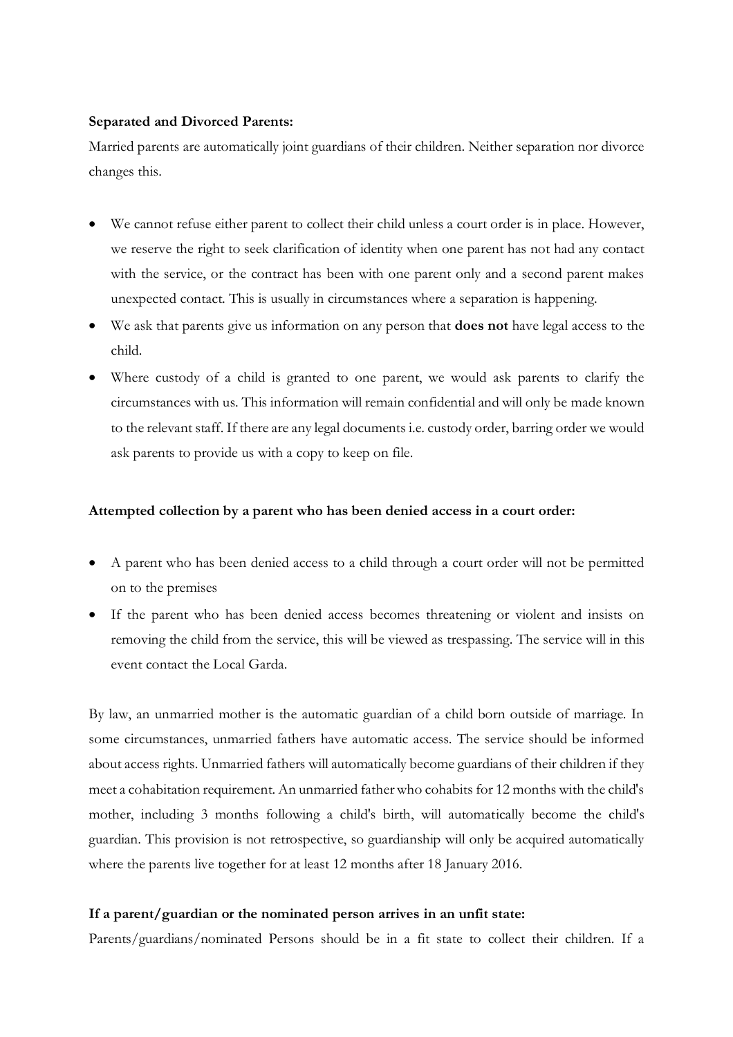**Separated and Divorced Parents:**

Married parents are automatically joint guardians of their children. Neither separation nor divorce changes this.

- We cannot refuse either parent to collect their child unless a court order is in place. However, we reserve the right to seek clarification of identity when one parent has not had any contact with the service, or the contract has been with one parent only and a second parent makes unexpected contact. This is usually in circumstances where a separation is happening.
- We ask that parents give us information on any person that **does not** have legal access to the child.
- Where custody of a child is granted to one parent, we would ask parents to clarify the circumstances with us. This information will remain confidential and will only be made known to the relevant staff. If there are any legal documents i.e. custody order, barring order we would ask parents to provide us with a copy to keep on file.

**Attempted collection by a parent who has been denied access in a court order:**

- A parent who has been denied access to a child through a court order will not be permitted on to the premises
- If the parent who has been denied access becomes threatening or violent and insists on removing the child from the service, this will be viewed as trespassing. The service will in this event contact the Local Garda.

By law, an unmarried mother is the automatic guardian of a child born outside of marriage. In some circumstances, unmarried fathers have automatic access. The service should be informed about access rights. Unmarried fathers will automatically become guardians of their children if they meet a cohabitation requirement. An unmarried father who cohabits for 12 months with the child's mother, including 3 months following a child's birth, will automatically become the child's guardian. This provision is not retrospective, so guardianship will only be acquired automatically where the parents live together for at least 12 months after 18 January 2016.

**If a parent/guardian or the nominated person arrives in an unfit state:**

Parents/guardians/nominated Persons should be in a fit state to collect their children. If a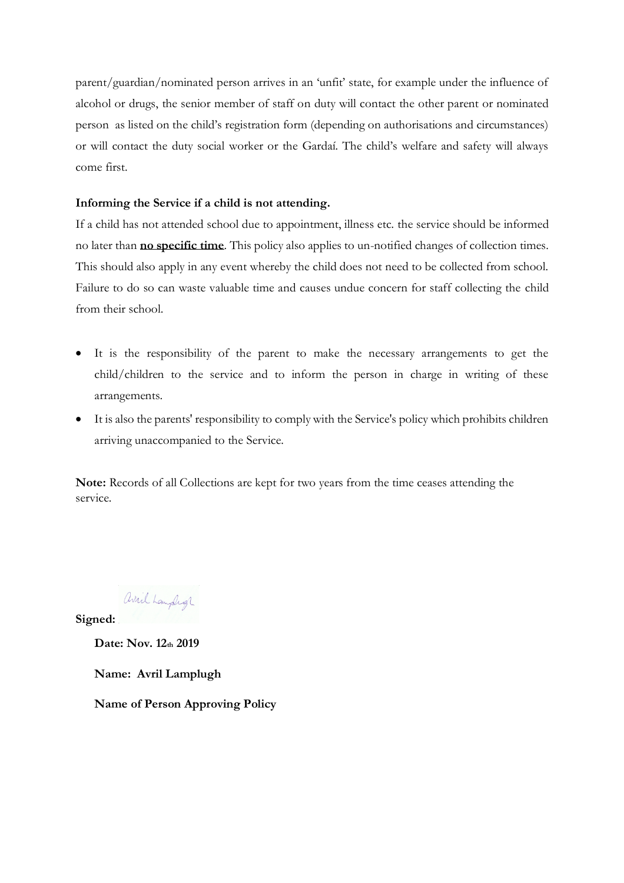parent/guardian/nominated person arrives in an 'unfit' state, for example under the influence of alcohol or drugs, the senior member of staff on duty will contact the other parent or nominated person as listed on the child's registration form (depending on authorisations and circumstances) or will contact the duty social worker or the Gardaí. The child's welfare and safety will always come first.

**Informing the Service if a child is not attending.**

If a child has not attended school due to appointment, illness etc. the service should be informed no later than **no specific time**. This policy also applies to un-notified changes of collection times. This should also apply in any event whereby the child does not need to be collected from school. Failure to do so can waste valuable time and causes undue concern for staff collecting the child from their school.

- It is the responsibility of the parent to make the necessary arrangements to get the child/children to the service and to inform the person in charge in writing of these arrangements.
- It is also the parents' responsibility to comply with the Service's policy which prohibits children arriving unaccompanied to the Service.

**Note:** Records of all Collections are kept for two years from the time ceases attending the service.

**Signed:** Avril Lamplugh

**Date: Nov. 12th 2019**

**Name: Avril Lamplugh**

**Name of Person Approving Policy**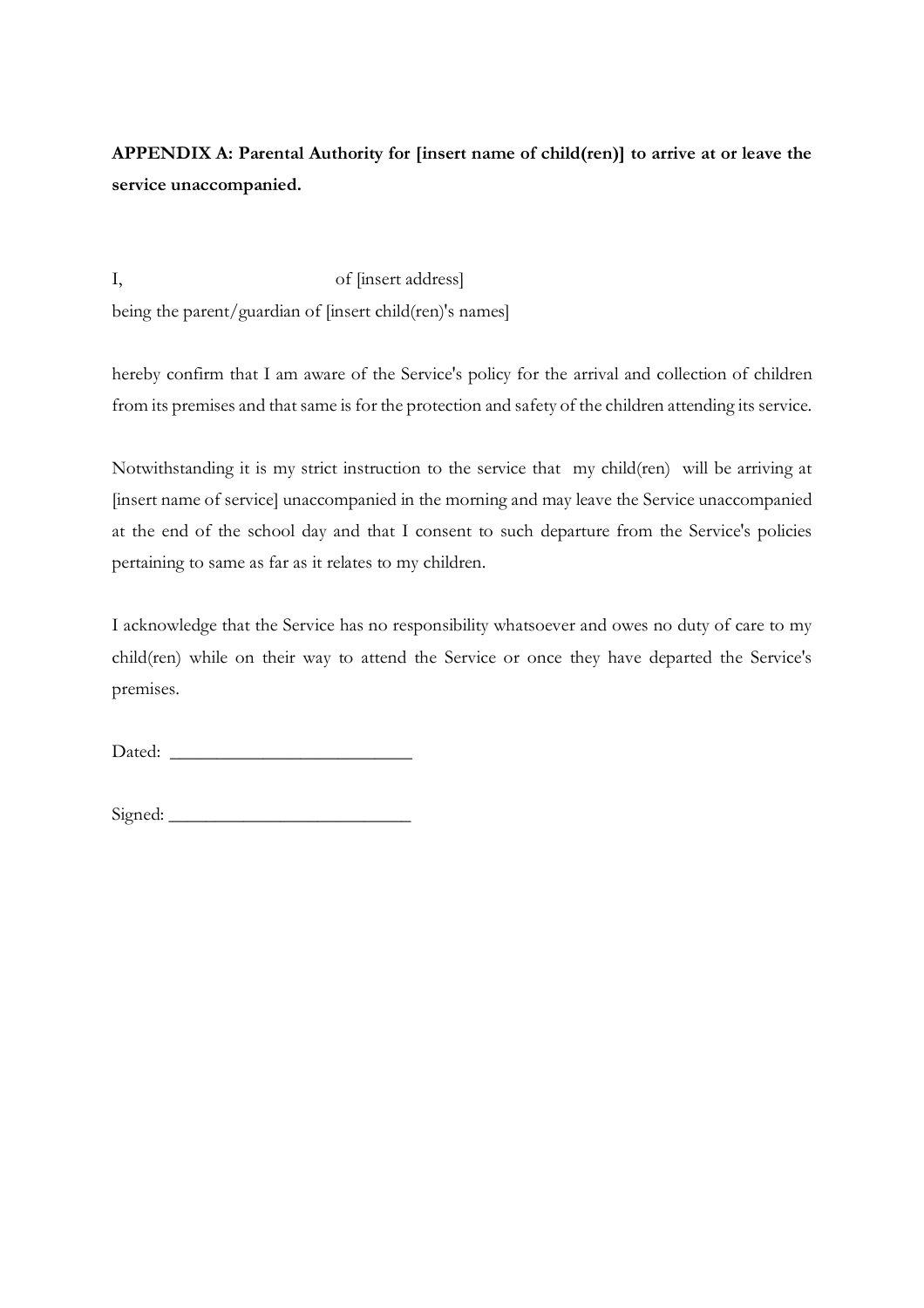**APPENDIX A: Parental Authority for [insert name of child(ren)] to arrive at or leave the service unaccompanied.**

I, of [insert address]
being the parent/guardian of [insert child(ren)'s names]

hereby confirm that I am aware of the Service's policy for the arrival and collection of children from its premises and that same is for the protection and safety of the children attending its service.

Notwithstanding it is my strict instruction to the service that my child(ren) will be arriving at [insert name of service] unaccompanied in the morning and may leave the Service unaccompanied at the end of the school day and that I consent to such departure from the Service's policies pertaining to same as far as it relates to my children.

I acknowledge that the Service has no responsibility whatsoever and owes no duty of care to my child(ren) while on their way to attend the Service or once they have departed the Service's premises.

Dated: ___________________________

Signed: ___________________________